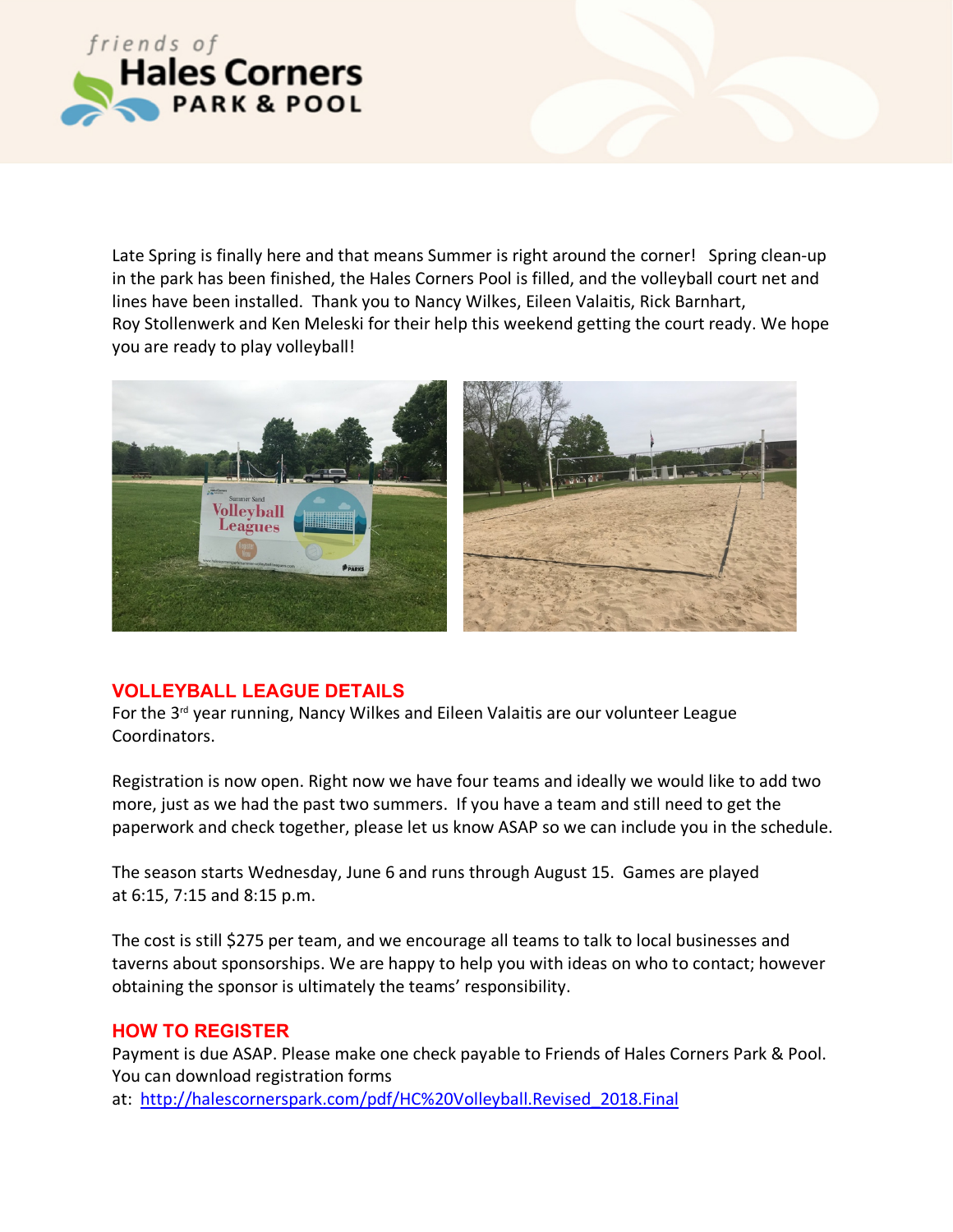friends of **Hales Corners PARK & POOL**

Late Spring is finally here and that means Summer is right around the corner! Spring clean-up in the park has been finished, the Hales Corners Pool is filled, and the volleyball court net and lines have been installed. Thank you to Nancy Wilkes, Eileen Valaitis, Rick Barnhart, Roy Stollenwerk and Ken Meleski for their help this weekend getting the court ready. We hope you are ready to play volleyball!

## VOLLEYBALL LEAGUE DETAILS

For the 3rd year running, Nancy Wilkes and Eileen Valaitis are our volunteer League Coordinators.

Registration is now open. Right now we have four teams and ideally we would like to add two more, just as we had the past two summers. If you have a team and still need to get the paperwork and check together, please let us know ASAP so we can include you in the schedule.

The season starts Wednesday, June 6 and runs through August 15. Games are played at 6:15, 7:15 and 8:15 p.m.

The cost is still $275 per team, and we encourage all teams to talk to local businesses and taverns about sponsorships. We are happy to help you with ideas on who to contact; however obtaining the sponsor is ultimately the teams' responsibility.

## HOW TO REGISTER

Payment is due ASAP. Please make one check payable to Friends of Hales Corners Park & Pool. You can download registration forms at: http://halescornerspark.com/pdf/HC%20Volleyball.Revised_2018.Final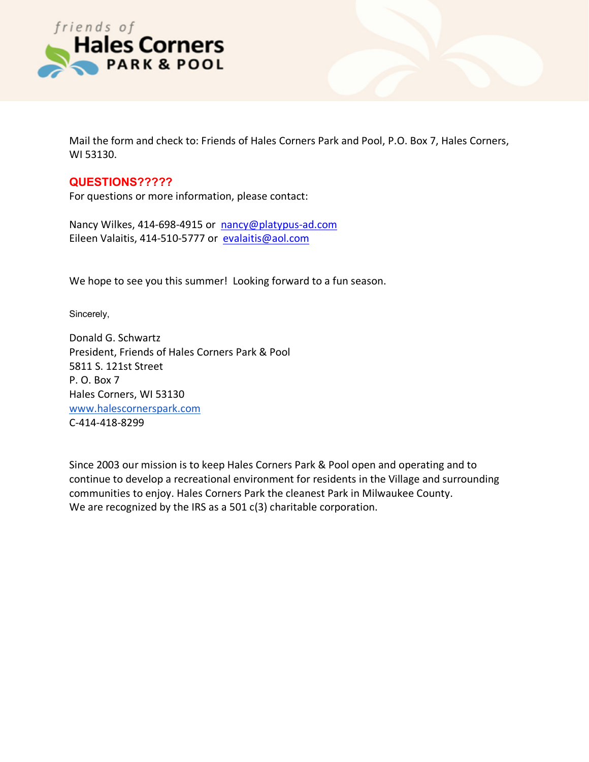friends of

**Hales Corners**

**PARK & POOL**

Mail the form and check to: Friends of Hales Corners Park and Pool, P.O. Box 7, Hales Corners, WI 53130.

**QUESTIONS?????**

For questions or more information, please contact:

Nancy Wilkes, 414-698-4915 or nancy@platypus-ad.com
Eileen Valaitis, 414-510-5777 or evalaitis@aol.com

We hope to see you this summer! Looking forward to a fun season.

Sincerely,

Donald G. Schwartz
President, Friends of Hales Corners Park & Pool
5811 S. 121st Street
P. O. Box 7
Hales Corners, WI 53130
www.halescornerspark.com
C-414-418-8299

Since 2003 our mission is to keep Hales Corners Park & Pool open and operating and to continue to develop a recreational environment for residents in the Village and surrounding communities to enjoy. Hales Corners Park the cleanest Park in Milwaukee County.
We are recognized by the IRS as a 501 c(3) charitable corporation.